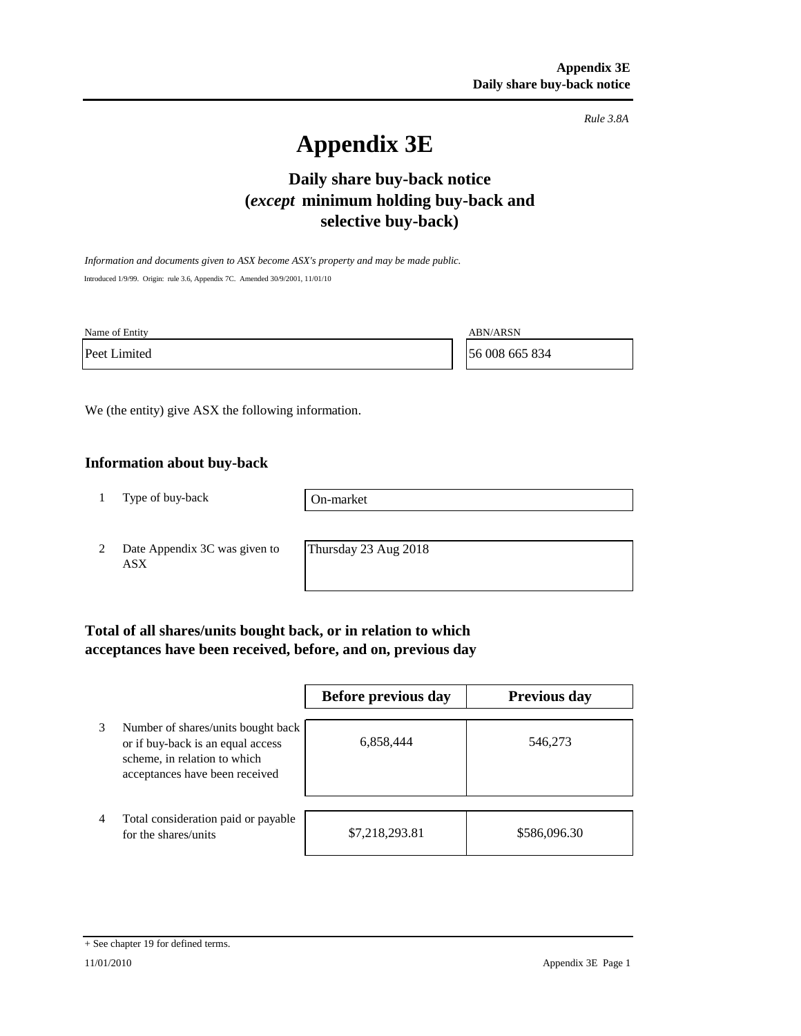*Rule 3.8A*

# Appendix 3E

## Daily share buy-back notice (*except* minimum holding buy-back and selective buy-back)

*Information and documents given to ASX become ASX's property and may be made public.*

Introduced 1/9/99. Origin: rule 3.6, Appendix 7C. Amended 30/9/2001, 11/01/10

| Name of Entity | ABN/ARSN |
|---|---|
| Peet Limited | 56 008 665 834 |

We (the entity) give ASX the following information.

### Information about buy-back

| | | |
|---|---|---|
| 1 | Type of buy-back | On-market |
| 2 | Date Appendix 3C was given to ASX | Thursday 23 Aug 2018 |

### Total of all shares/units bought back, or in relation to which acceptances have been received, before, and on, previous day

| | | Before previous day | Previous day |
|---|---|---|---|
| 3 | Number of shares/units bought back or if buy-back is an equal access scheme, in relation to which acceptances have been received | 6,858,444 | 546,273 |
| 4 | Total consideration paid or payable for the shares/units | $7,218,293.81 | $586,096.30 |

+ See chapter 19 for defined terms.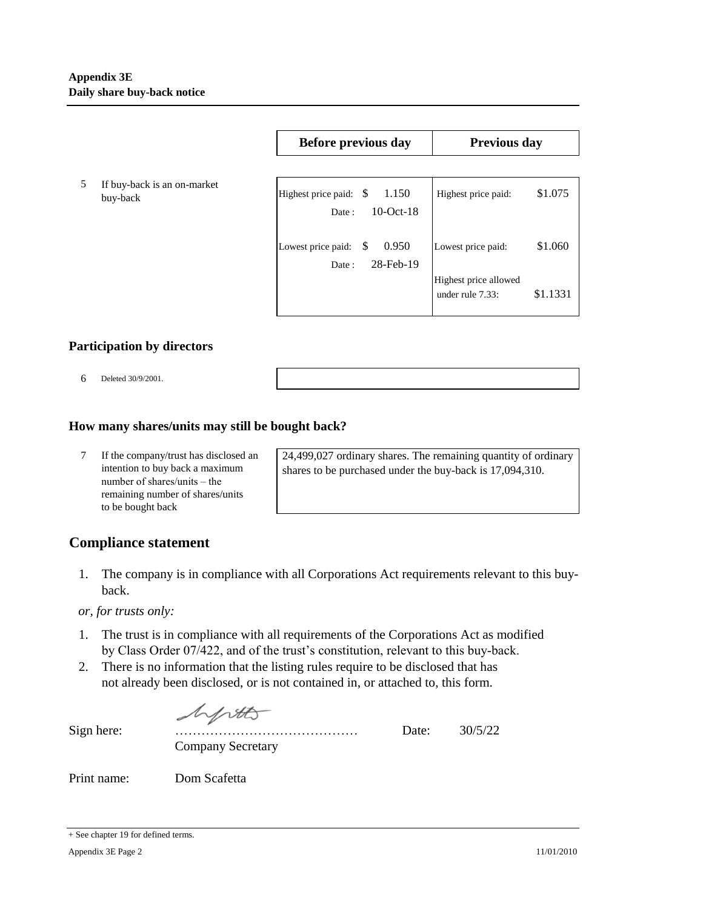**Appendix 3E**
**Daily share buy-back notice**

| | Before previous day | Previous day |
|---|---|---|
| 5 If buy-back is an on-market buy-back | Highest price paid: $ 1.150<br>Date : 10-Oct-18<br><br>Lowest price paid: $ 0.950<br>Date : 28-Feb-19 | Highest price paid: $1.075<br><br>Lowest price paid: $1.060<br><br>Highest price allowed under rule 7.33: $1.1331 |

## Participation by directors

| | |
|---|---|
| 6 Deleted 30/9/2001. | |

## How many shares/units may still be bought back?

| | |
|---|---|
| 7 If the company/trust has disclosed an intention to buy back a maximum number of shares/units – the remaining number of shares/units to be bought back | 24,499,027 ordinary shares. The remaining quantity of ordinary shares to be purchased under the buy-back is 17,094,310. |

## Compliance statement

1. The company is in compliance with all Corporations Act requirements relevant to this buy-back.

*or, for trusts only:*

1. The trust is in compliance with all requirements of the Corporations Act as modified by Class Order 07/422, and of the trust's constitution, relevant to this buy-back.
2. There is no information that the listing rules require to be disclosed that has not already been disclosed, or is not contained in, or attached to, this form.

Sign here: ……………………………………  Date: 30/5/22
Company Secretary

Print name: Dom Scafetta

+ See chapter 19 for defined terms.